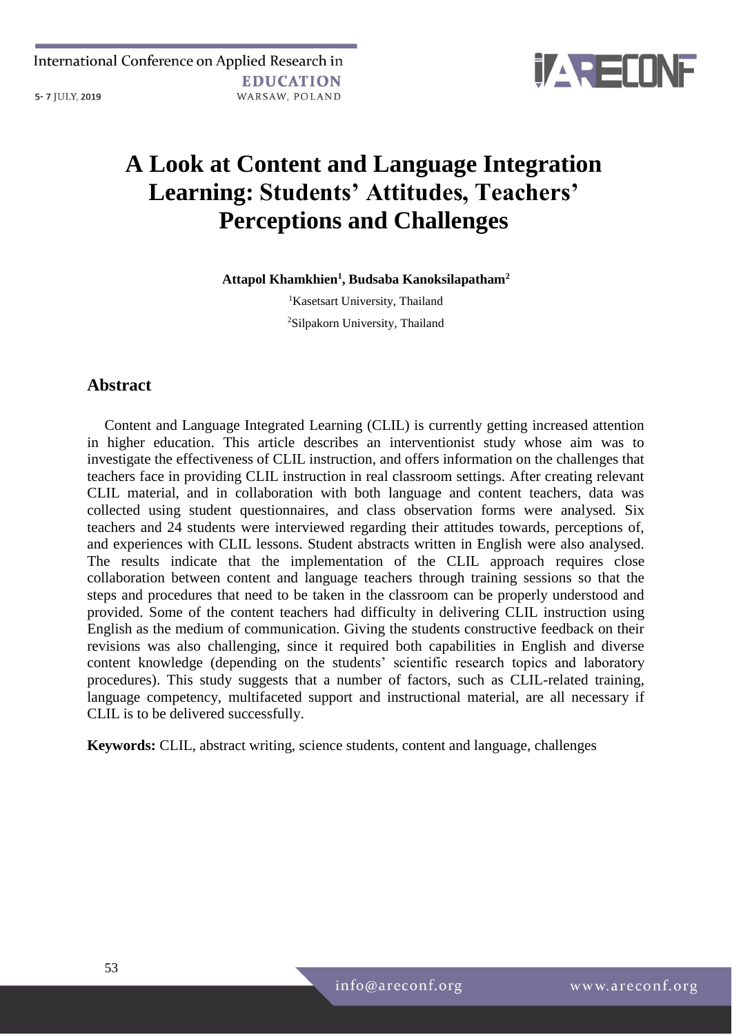# A Look at Content and Language Integration Learning: Students' Attitudes, Teachers' Perceptions and Challenges

**Attapol Khamkhien[1], Budsaba Kanoksilapatham[2]**

[1]Kasetsart University, Thailand

[2]Silpakorn University, Thailand

## Abstract

Content and Language Integrated Learning (CLIL) is currently getting increased attention in higher education. This article describes an interventionist study whose aim was to investigate the effectiveness of CLIL instruction, and offers information on the challenges that teachers face in providing CLIL instruction in real classroom settings. After creating relevant CLIL material, and in collaboration with both language and content teachers, data was collected using student questionnaires, and class observation forms were analysed. Six teachers and 24 students were interviewed regarding their attitudes towards, perceptions of, and experiences with CLIL lessons. Student abstracts written in English were also analysed. The results indicate that the implementation of the CLIL approach requires close collaboration between content and language teachers through training sessions so that the steps and procedures that need to be taken in the classroom can be properly understood and provided. Some of the content teachers had difficulty in delivering CLIL instruction using English as the medium of communication. Giving the students constructive feedback on their revisions was also challenging, since it required both capabilities in English and diverse content knowledge (depending on the students' scientific research topics and laboratory procedures). This study suggests that a number of factors, such as CLIL-related training, language competency, multifaceted support and instructional material, are all necessary if CLIL is to be delivered successfully.

**Keywords:** CLIL, abstract writing, science students, content and language, challenges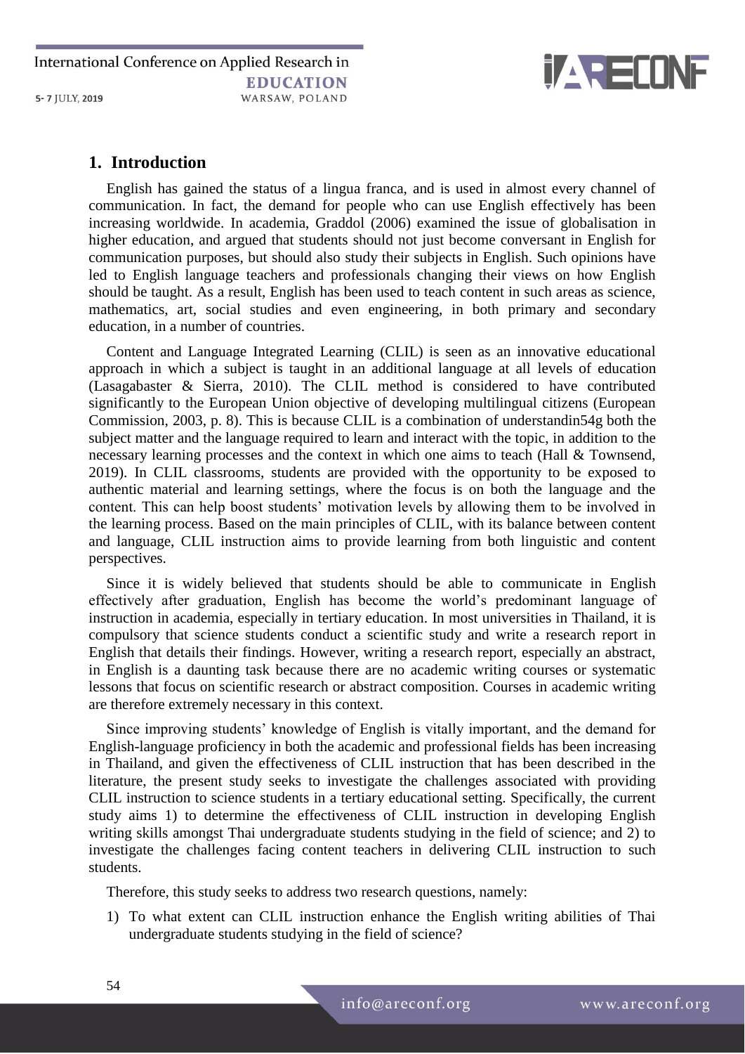## 1. Introduction

English has gained the status of a lingua franca, and is used in almost every channel of communication. In fact, the demand for people who can use English effectively has been increasing worldwide. In academia, Graddol (2006) examined the issue of globalisation in higher education, and argued that students should not just become conversant in English for communication purposes, but should also study their subjects in English. Such opinions have led to English language teachers and professionals changing their views on how English should be taught. As a result, English has been used to teach content in such areas as science, mathematics, art, social studies and even engineering, in both primary and secondary education, in a number of countries.

Content and Language Integrated Learning (CLIL) is seen as an innovative educational approach in which a subject is taught in an additional language at all levels of education (Lasagabaster & Sierra, 2010). The CLIL method is considered to have contributed significantly to the European Union objective of developing multilingual citizens (European Commission, 2003, p. 8). This is because CLIL is a combination of understandin54g both the subject matter and the language required to learn and interact with the topic, in addition to the necessary learning processes and the context in which one aims to teach (Hall & Townsend, 2019). In CLIL classrooms, students are provided with the opportunity to be exposed to authentic material and learning settings, where the focus is on both the language and the content. This can help boost students' motivation levels by allowing them to be involved in the learning process. Based on the main principles of CLIL, with its balance between content and language, CLIL instruction aims to provide learning from both linguistic and content perspectives.

Since it is widely believed that students should be able to communicate in English effectively after graduation, English has become the world's predominant language of instruction in academia, especially in tertiary education. In most universities in Thailand, it is compulsory that science students conduct a scientific study and write a research report in English that details their findings. However, writing a research report, especially an abstract, in English is a daunting task because there are no academic writing courses or systematic lessons that focus on scientific research or abstract composition. Courses in academic writing are therefore extremely necessary in this context.

Since improving students' knowledge of English is vitally important, and the demand for English-language proficiency in both the academic and professional fields has been increasing in Thailand, and given the effectiveness of CLIL instruction that has been described in the literature, the present study seeks to investigate the challenges associated with providing CLIL instruction to science students in a tertiary educational setting. Specifically, the current study aims 1) to determine the effectiveness of CLIL instruction in developing English writing skills amongst Thai undergraduate students studying in the field of science; and 2) to investigate the challenges facing content teachers in delivering CLIL instruction to such students.

Therefore, this study seeks to address two research questions, namely:

1) To what extent can CLIL instruction enhance the English writing abilities of Thai undergraduate students studying in the field of science?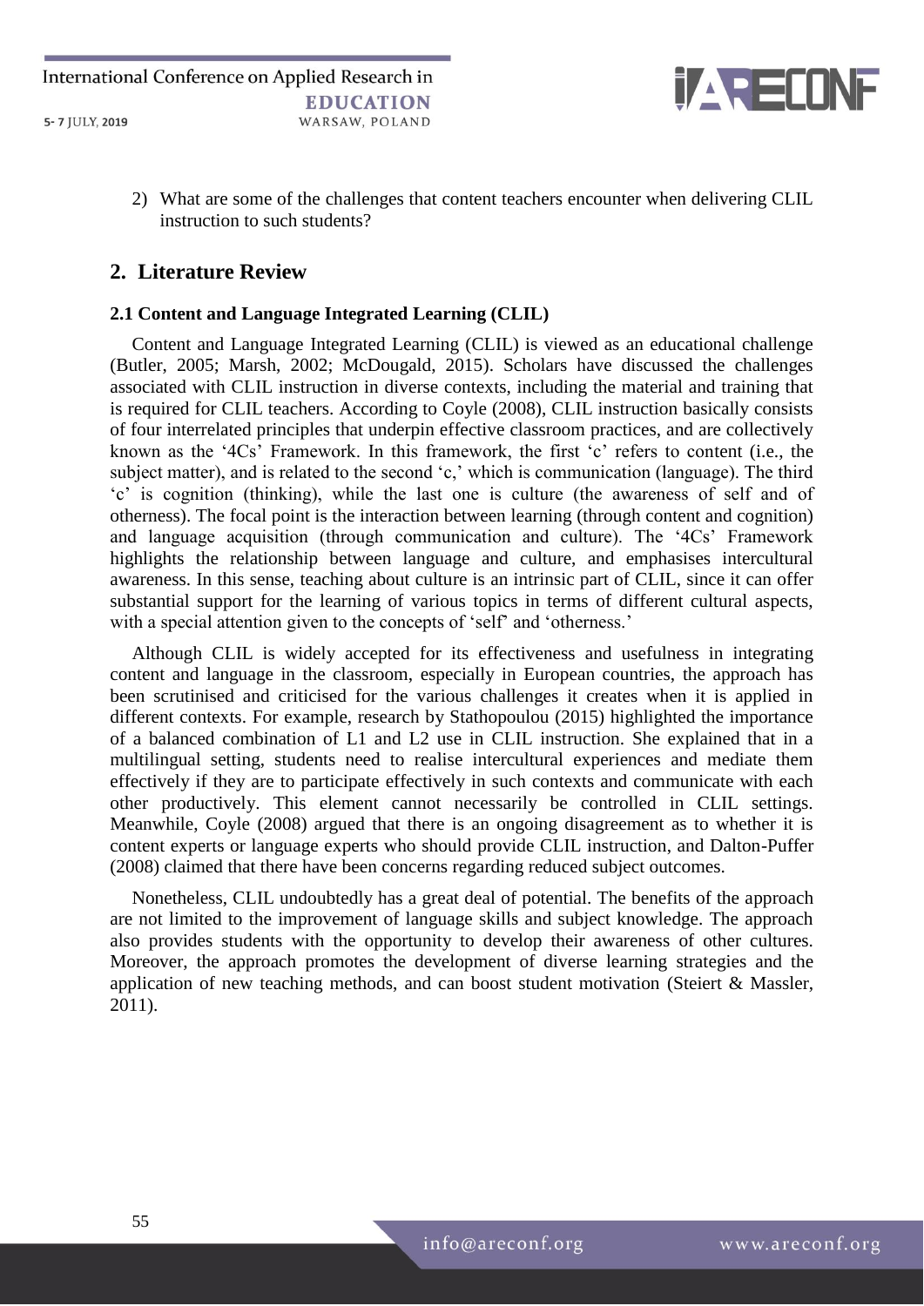2) What are some of the challenges that content teachers encounter when delivering CLIL instruction to such students?

## 2. Literature Review

### 2.1 Content and Language Integrated Learning (CLIL)

Content and Language Integrated Learning (CLIL) is viewed as an educational challenge (Butler, 2005; Marsh, 2002; McDougald, 2015). Scholars have discussed the challenges associated with CLIL instruction in diverse contexts, including the material and training that is required for CLIL teachers. According to Coyle (2008), CLIL instruction basically consists of four interrelated principles that underpin effective classroom practices, and are collectively known as the '4Cs' Framework. In this framework, the first 'c' refers to content (i.e., the subject matter), and is related to the second 'c,' which is communication (language). The third 'c' is cognition (thinking), while the last one is culture (the awareness of self and of otherness). The focal point is the interaction between learning (through content and cognition) and language acquisition (through communication and culture). The '4Cs' Framework highlights the relationship between language and culture, and emphasises intercultural awareness. In this sense, teaching about culture is an intrinsic part of CLIL, since it can offer substantial support for the learning of various topics in terms of different cultural aspects, with a special attention given to the concepts of 'self' and 'otherness.'

Although CLIL is widely accepted for its effectiveness and usefulness in integrating content and language in the classroom, especially in European countries, the approach has been scrutinised and criticised for the various challenges it creates when it is applied in different contexts. For example, research by Stathopoulou (2015) highlighted the importance of a balanced combination of L1 and L2 use in CLIL instruction. She explained that in a multilingual setting, students need to realise intercultural experiences and mediate them effectively if they are to participate effectively in such contexts and communicate with each other productively. This element cannot necessarily be controlled in CLIL settings. Meanwhile, Coyle (2008) argued that there is an ongoing disagreement as to whether it is content experts or language experts who should provide CLIL instruction, and Dalton-Puffer (2008) claimed that there have been concerns regarding reduced subject outcomes.

Nonetheless, CLIL undoubtedly has a great deal of potential. The benefits of the approach are not limited to the improvement of language skills and subject knowledge. The approach also provides students with the opportunity to develop their awareness of other cultures. Moreover, the approach promotes the development of diverse learning strategies and the application of new teaching methods, and can boost student motivation (Steiert & Massler, 2011).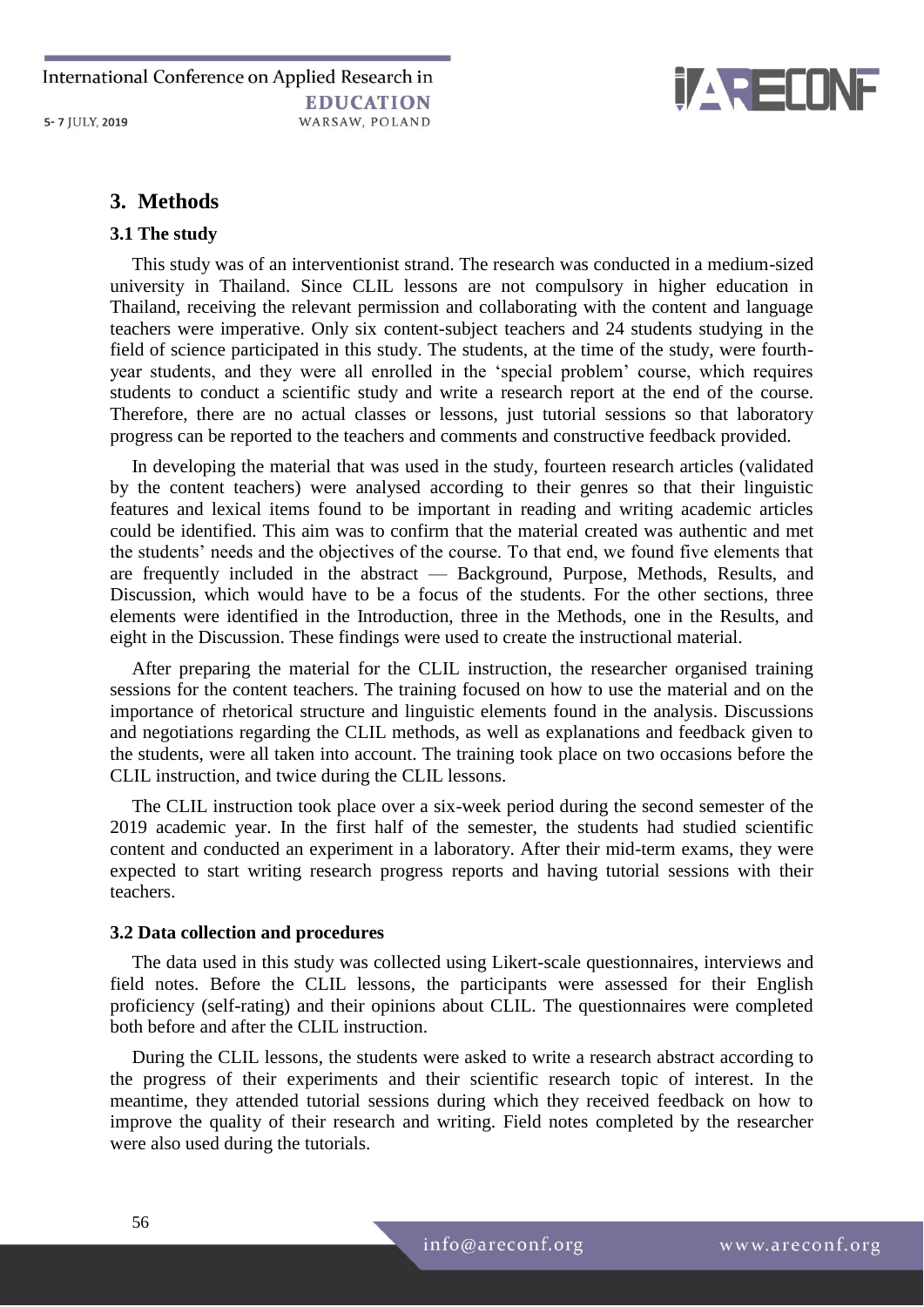## 3. Methods

### 3.1 The study

This study was of an interventionist strand. The research was conducted in a medium-sized university in Thailand. Since CLIL lessons are not compulsory in higher education in Thailand, receiving the relevant permission and collaborating with the content and language teachers were imperative. Only six content-subject teachers and 24 students studying in the field of science participated in this study. The students, at the time of the study, were fourth-year students, and they were all enrolled in the 'special problem' course, which requires students to conduct a scientific study and write a research report at the end of the course. Therefore, there are no actual classes or lessons, just tutorial sessions so that laboratory progress can be reported to the teachers and comments and constructive feedback provided.

In developing the material that was used in the study, fourteen research articles (validated by the content teachers) were analysed according to their genres so that their linguistic features and lexical items found to be important in reading and writing academic articles could be identified. This aim was to confirm that the material created was authentic and met the students' needs and the objectives of the course. To that end, we found five elements that are frequently included in the abstract — Background, Purpose, Methods, Results, and Discussion, which would have to be a focus of the students. For the other sections, three elements were identified in the Introduction, three in the Methods, one in the Results, and eight in the Discussion. These findings were used to create the instructional material.

After preparing the material for the CLIL instruction, the researcher organised training sessions for the content teachers. The training focused on how to use the material and on the importance of rhetorical structure and linguistic elements found in the analysis. Discussions and negotiations regarding the CLIL methods, as well as explanations and feedback given to the students, were all taken into account. The training took place on two occasions before the CLIL instruction, and twice during the CLIL lessons.

The CLIL instruction took place over a six-week period during the second semester of the 2019 academic year. In the first half of the semester, the students had studied scientific content and conducted an experiment in a laboratory. After their mid-term exams, they were expected to start writing research progress reports and having tutorial sessions with their teachers.

### 3.2 Data collection and procedures

The data used in this study was collected using Likert-scale questionnaires, interviews and field notes. Before the CLIL lessons, the participants were assessed for their English proficiency (self-rating) and their opinions about CLIL. The questionnaires were completed both before and after the CLIL instruction.

During the CLIL lessons, the students were asked to write a research abstract according to the progress of their experiments and their scientific research topic of interest. In the meantime, they attended tutorial sessions during which they received feedback on how to improve the quality of their research and writing. Field notes completed by the researcher were also used during the tutorials.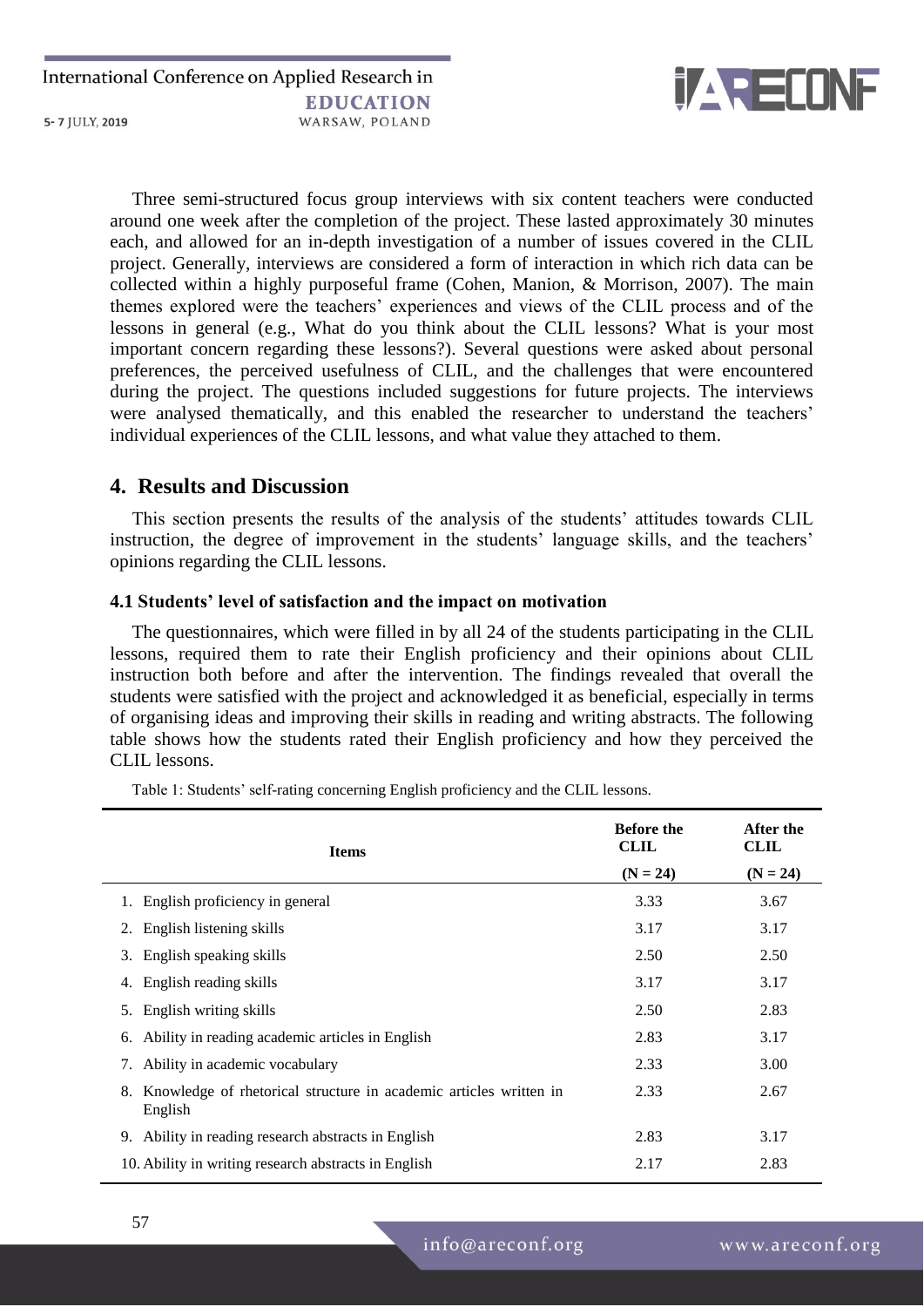Three semi-structured focus group interviews with six content teachers were conducted around one week after the completion of the project. These lasted approximately 30 minutes each, and allowed for an in-depth investigation of a number of issues covered in the CLIL project. Generally, interviews are considered a form of interaction in which rich data can be collected within a highly purposeful frame (Cohen, Manion, & Morrison, 2007). The main themes explored were the teachers' experiences and views of the CLIL process and of the lessons in general (e.g., What do you think about the CLIL lessons? What is your most important concern regarding these lessons?). Several questions were asked about personal preferences, the perceived usefulness of CLIL, and the challenges that were encountered during the project. The questions included suggestions for future projects. The interviews were analysed thematically, and this enabled the researcher to understand the teachers' individual experiences of the CLIL lessons, and what value they attached to them.

## 4. Results and Discussion

This section presents the results of the analysis of the students' attitudes towards CLIL instruction, the degree of improvement in the students' language skills, and the teachers' opinions regarding the CLIL lessons.

### 4.1 Students' level of satisfaction and the impact on motivation

The questionnaires, which were filled in by all 24 of the students participating in the CLIL lessons, required them to rate their English proficiency and their opinions about CLIL instruction both before and after the intervention. The findings revealed that overall the students were satisfied with the project and acknowledged it as beneficial, especially in terms of organising ideas and improving their skills in reading and writing abstracts. The following table shows how the students rated their English proficiency and how they perceived the CLIL lessons.

Table 1: Students' self-rating concerning English proficiency and the CLIL lessons.

| Items | Before the CLIL (N = 24) | After the CLIL (N = 24) |
|---|---|---|
| 1. English proficiency in general | 3.33 | 3.67 |
| 2. English listening skills | 3.17 | 3.17 |
| 3. English speaking skills | 2.50 | 2.50 |
| 4. English reading skills | 3.17 | 3.17 |
| 5. English writing skills | 2.50 | 2.83 |
| 6. Ability in reading academic articles in English | 2.83 | 3.17 |
| 7. Ability in academic vocabulary | 2.33 | 3.00 |
| 8. Knowledge of rhetorical structure in academic articles written in English | 2.33 | 2.67 |
| 9. Ability in reading research abstracts in English | 2.83 | 3.17 |
| 10. Ability in writing research abstracts in English | 2.17 | 2.83 |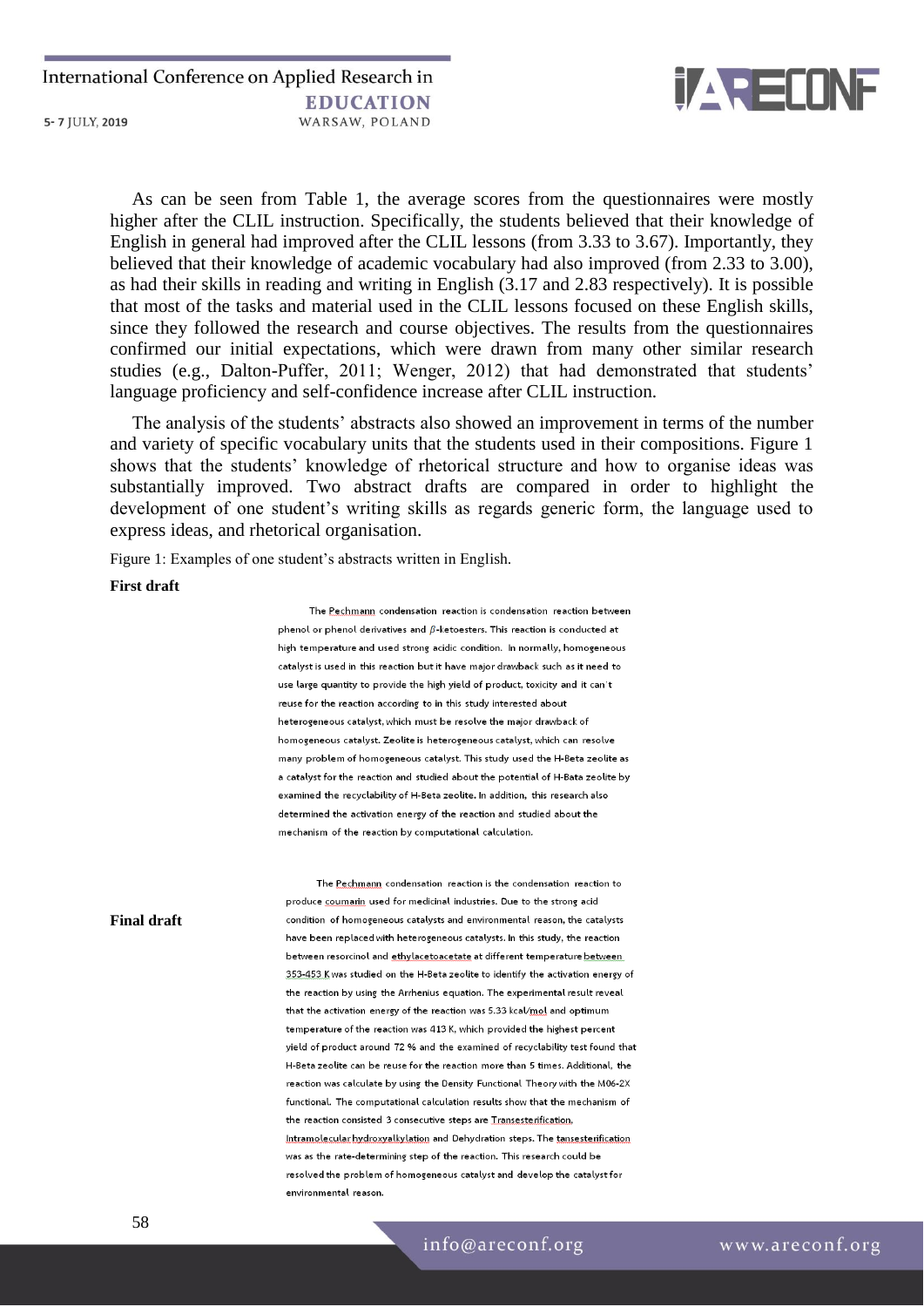As can be seen from Table 1, the average scores from the questionnaires were mostly higher after the CLIL instruction. Specifically, the students believed that their knowledge of English in general had improved after the CLIL lessons (from 3.33 to 3.67). Importantly, they believed that their knowledge of academic vocabulary had also improved (from 2.33 to 3.00), as had their skills in reading and writing in English (3.17 and 2.83 respectively). It is possible that most of the tasks and material used in the CLIL lessons focused on these English skills, since they followed the research and course objectives. The results from the questionnaires confirmed our initial expectations, which were drawn from many other similar research studies (e.g., Dalton-Puffer, 2011; Wenger, 2012) that had demonstrated that students' language proficiency and self-confidence increase after CLIL instruction.

The analysis of the students' abstracts also showed an improvement in terms of the number and variety of specific vocabulary units that the students used in their compositions. Figure 1 shows that the students' knowledge of rhetorical structure and how to organise ideas was substantially improved. Two abstract drafts are compared in order to highlight the development of one student's writing skills as regards generic form, the language used to express ideas, and rhetorical organisation.

Figure 1: Examples of one student's abstracts written in English.

**First draft**

The Pechmann condensation reaction is condensation reaction between phenol or phenol derivatives and β-ketoesters. This reaction is conducted at high temperature and used strong acidic condition. In normally, homogeneous catalyst is used in this reaction but it have major drawback such as it need to use large quantity to provide the high yield of product, toxicity and it can't reuse for the reaction according to in this study interested about heterogeneous catalyst, which must be resolve the major drawback of homogeneous catalyst. Zeolite is heterogeneous catalyst, which can resolve many problem of homogeneous catalyst. This study used the H-Beta zeolite as a catalyst for the reaction and studied about the potential of H-Bata zeolite by examined the recyclability of H-Beta zeolite. In addition, this research also determined the activation energy of the reaction and studied about the mechanism of the reaction by computational calculation.

**Final draft**

The Pechmann condensation reaction is the condensation reaction to produce coumarin used for medicinal industries. Due to the strong acid condition of homogeneous catalysts and environmental reason, the catalysts have been replaced with heterogeneous catalysts. In this study, the reaction between resorcinol and ethylacetoacetate at different temperature between 353-453 K was studied on the H-Beta zeolite to identify the activation energy of the reaction by using the Arrhenius equation. The experimental result reveal that the activation energy of the reaction was 5.33 kcal/mol and optimum temperature of the reaction was 413 K, which provided the highest percent yield of product around 72 % and the examined of recyclability test found that H-Beta zeolite can be reuse for the reaction more than 5 times. Additional, the reaction was calculate by using the Density Functional Theory with the M06-2X functional. The computational calculation results show that the mechanism of the reaction consisted 3 consecutive steps are Transesterification, Intramolecular hydroxyalkylation and Dehydration steps. The tansesterification was as the rate-determining step of the reaction. This research could be resolved the problem of homogeneous catalyst and develop the catalyst for environmental reason.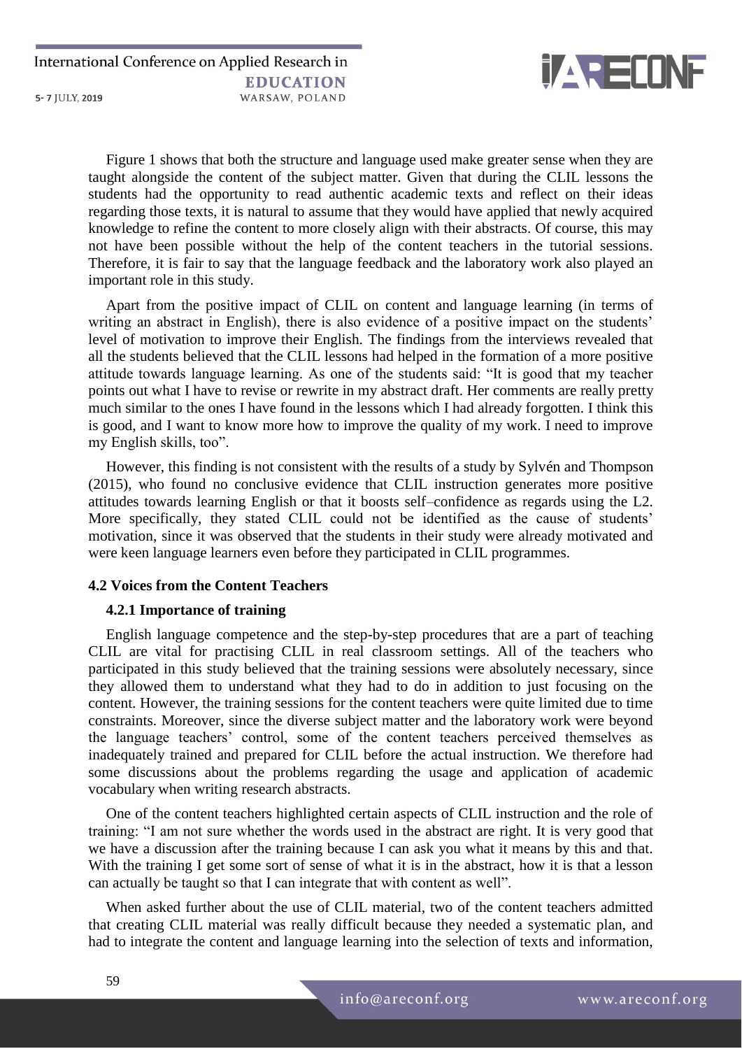Figure 1 shows that both the structure and language used make greater sense when they are taught alongside the content of the subject matter. Given that during the CLIL lessons the students had the opportunity to read authentic academic texts and reflect on their ideas regarding those texts, it is natural to assume that they would have applied that newly acquired knowledge to refine the content to more closely align with their abstracts. Of course, this may not have been possible without the help of the content teachers in the tutorial sessions. Therefore, it is fair to say that the language feedback and the laboratory work also played an important role in this study.

Apart from the positive impact of CLIL on content and language learning (in terms of writing an abstract in English), there is also evidence of a positive impact on the students' level of motivation to improve their English. The findings from the interviews revealed that all the students believed that the CLIL lessons had helped in the formation of a more positive attitude towards language learning. As one of the students said: "It is good that my teacher points out what I have to revise or rewrite in my abstract draft. Her comments are really pretty much similar to the ones I have found in the lessons which I had already forgotten. I think this is good, and I want to know more how to improve the quality of my work. I need to improve my English skills, too".

However, this finding is not consistent with the results of a study by Sylvén and Thompson (2015), who found no conclusive evidence that CLIL instruction generates more positive attitudes towards learning English or that it boosts self–confidence as regards using the L2. More specifically, they stated CLIL could not be identified as the cause of students' motivation, since it was observed that the students in their study were already motivated and were keen language learners even before they participated in CLIL programmes.

### 4.2 Voices from the Content Teachers

#### 4.2.1 Importance of training

English language competence and the step-by-step procedures that are a part of teaching CLIL are vital for practising CLIL in real classroom settings. All of the teachers who participated in this study believed that the training sessions were absolutely necessary, since they allowed them to understand what they had to do in addition to just focusing on the content. However, the training sessions for the content teachers were quite limited due to time constraints. Moreover, since the diverse subject matter and the laboratory work were beyond the language teachers' control, some of the content teachers perceived themselves as inadequately trained and prepared for CLIL before the actual instruction. We therefore had some discussions about the problems regarding the usage and application of academic vocabulary when writing research abstracts.

One of the content teachers highlighted certain aspects of CLIL instruction and the role of training: "I am not sure whether the words used in the abstract are right. It is very good that we have a discussion after the training because I can ask you what it means by this and that. With the training I get some sort of sense of what it is in the abstract, how it is that a lesson can actually be taught so that I can integrate that with content as well".

When asked further about the use of CLIL material, two of the content teachers admitted that creating CLIL material was really difficult because they needed a systematic plan, and had to integrate the content and language learning into the selection of texts and information,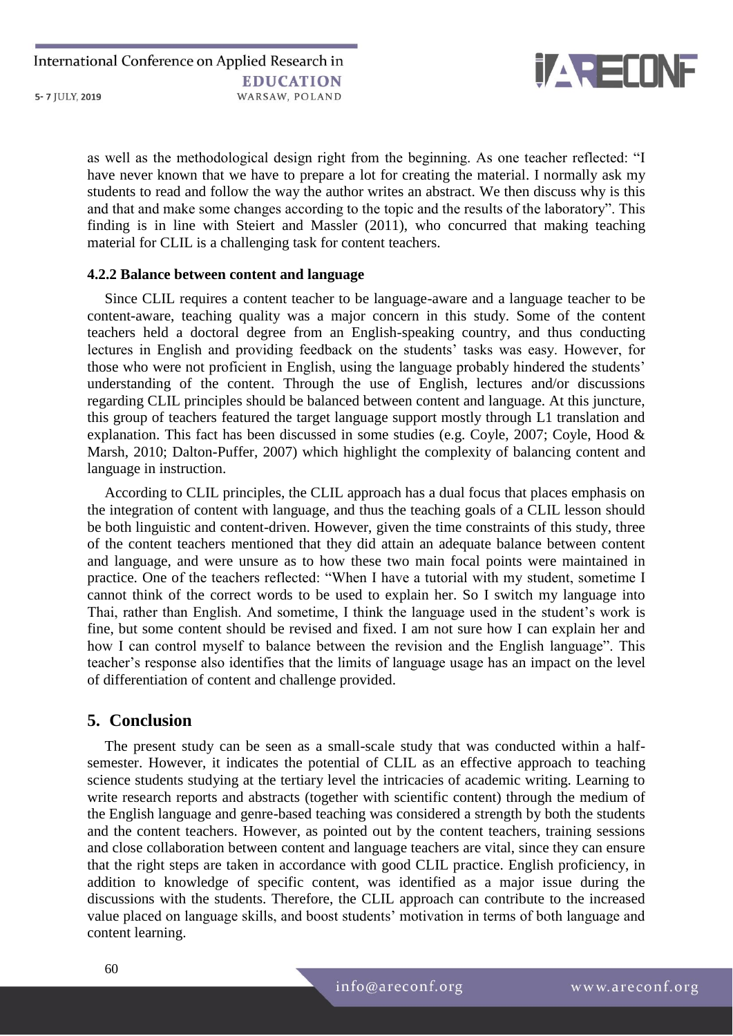as well as the methodological design right from the beginning. As one teacher reflected: "I have never known that we have to prepare a lot for creating the material. I normally ask my students to read and follow the way the author writes an abstract. We then discuss why is this and that and make some changes according to the topic and the results of the laboratory". This finding is in line with Steiert and Massler (2011), who concurred that making teaching material for CLIL is a challenging task for content teachers.

### 4.2.2 Balance between content and language

Since CLIL requires a content teacher to be language-aware and a language teacher to be content-aware, teaching quality was a major concern in this study. Some of the content teachers held a doctoral degree from an English-speaking country, and thus conducting lectures in English and providing feedback on the students' tasks was easy. However, for those who were not proficient in English, using the language probably hindered the students' understanding of the content. Through the use of English, lectures and/or discussions regarding CLIL principles should be balanced between content and language. At this juncture, this group of teachers featured the target language support mostly through L1 translation and explanation. This fact has been discussed in some studies (e.g. Coyle, 2007; Coyle, Hood & Marsh, 2010; Dalton-Puffer, 2007) which highlight the complexity of balancing content and language in instruction.

According to CLIL principles, the CLIL approach has a dual focus that places emphasis on the integration of content with language, and thus the teaching goals of a CLIL lesson should be both linguistic and content-driven. However, given the time constraints of this study, three of the content teachers mentioned that they did attain an adequate balance between content and language, and were unsure as to how these two main focal points were maintained in practice. One of the teachers reflected: "When I have a tutorial with my student, sometime I cannot think of the correct words to be used to explain her. So I switch my language into Thai, rather than English. And sometime, I think the language used in the student's work is fine, but some content should be revised and fixed. I am not sure how I can explain her and how I can control myself to balance between the revision and the English language". This teacher's response also identifies that the limits of language usage has an impact on the level of differentiation of content and challenge provided.

## 5. Conclusion

The present study can be seen as a small-scale study that was conducted within a half-semester. However, it indicates the potential of CLIL as an effective approach to teaching science students studying at the tertiary level the intricacies of academic writing. Learning to write research reports and abstracts (together with scientific content) through the medium of the English language and genre-based teaching was considered a strength by both the students and the content teachers. However, as pointed out by the content teachers, training sessions and close collaboration between content and language teachers are vital, since they can ensure that the right steps are taken in accordance with good CLIL practice. English proficiency, in addition to knowledge of specific content, was identified as a major issue during the discussions with the students. Therefore, the CLIL approach can contribute to the increased value placed on language skills, and boost students' motivation in terms of both language and content learning.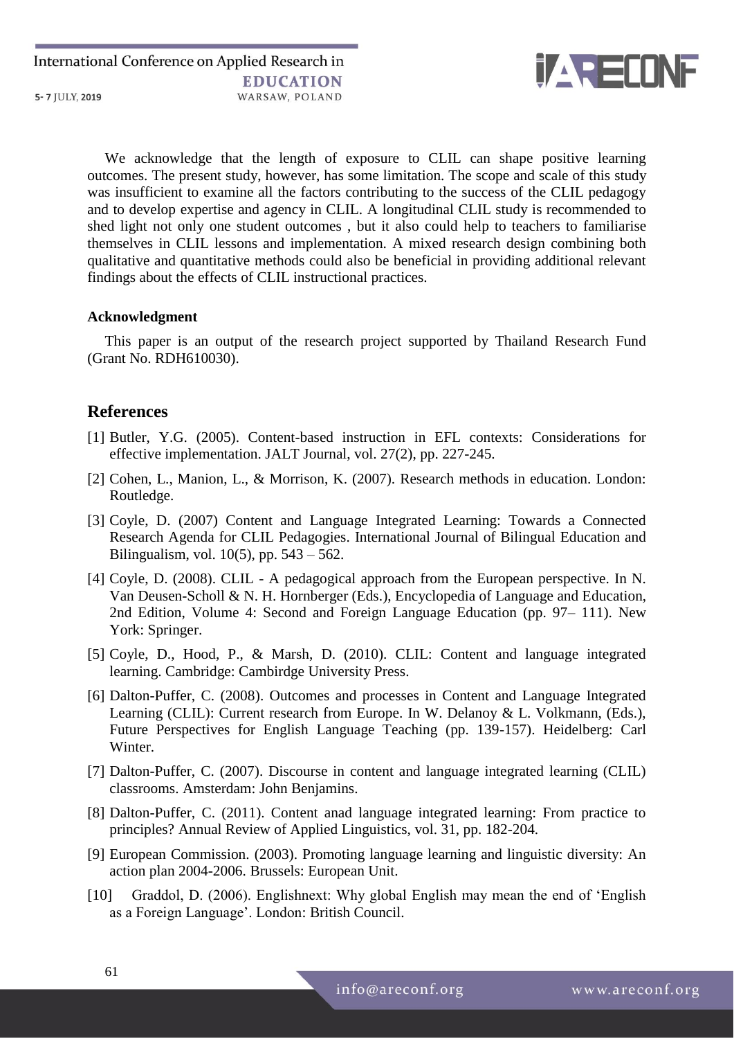We acknowledge that the length of exposure to CLIL can shape positive learning outcomes. The present study, however, has some limitation. The scope and scale of this study was insufficient to examine all the factors contributing to the success of the CLIL pedagogy and to develop expertise and agency in CLIL. A longitudinal CLIL study is recommended to shed light not only one student outcomes , but it also could help to teachers to familiarise themselves in CLIL lessons and implementation. A mixed research design combining both qualitative and quantitative methods could also be beneficial in providing additional relevant findings about the effects of CLIL instructional practices.

**Acknowledgment**

This paper is an output of the research project supported by Thailand Research Fund (Grant No. RDH610030).

## References

[1] Butler, Y.G. (2005). Content-based instruction in EFL contexts: Considerations for effective implementation. JALT Journal, vol. 27(2), pp. 227-245.

[2] Cohen, L., Manion, L., & Morrison, K. (2007). Research methods in education. London: Routledge.

[3] Coyle, D. (2007) Content and Language Integrated Learning: Towards a Connected Research Agenda for CLIL Pedagogies. International Journal of Bilingual Education and Bilingualism, vol. 10(5), pp. 543 – 562.

[4] Coyle, D. (2008). CLIL - A pedagogical approach from the European perspective. In N. Van Deusen-Scholl & N. H. Hornberger (Eds.), Encyclopedia of Language and Education, 2nd Edition, Volume 4: Second and Foreign Language Education (pp. 97– 111). New York: Springer.

[5] Coyle, D., Hood, P., & Marsh, D. (2010). CLIL: Content and language integrated learning. Cambridge: Cambirdge University Press.

[6] Dalton-Puffer, C. (2008). Outcomes and processes in Content and Language Integrated Learning (CLIL): Current research from Europe. In W. Delanoy & L. Volkmann, (Eds.), Future Perspectives for English Language Teaching (pp. 139-157). Heidelberg: Carl Winter.

[7] Dalton-Puffer, C. (2007). Discourse in content and language integrated learning (CLIL) classrooms. Amsterdam: John Benjamins.

[8] Dalton-Puffer, C. (2011). Content anad language integrated learning: From practice to principles? Annual Review of Applied Linguistics, vol. 31, pp. 182-204.

[9] European Commission. (2003). Promoting language learning and linguistic diversity: An action plan 2004-2006. Brussels: European Unit.

[10] Graddol, D. (2006). Englishnext: Why global English may mean the end of 'English as a Foreign Language'. London: British Council.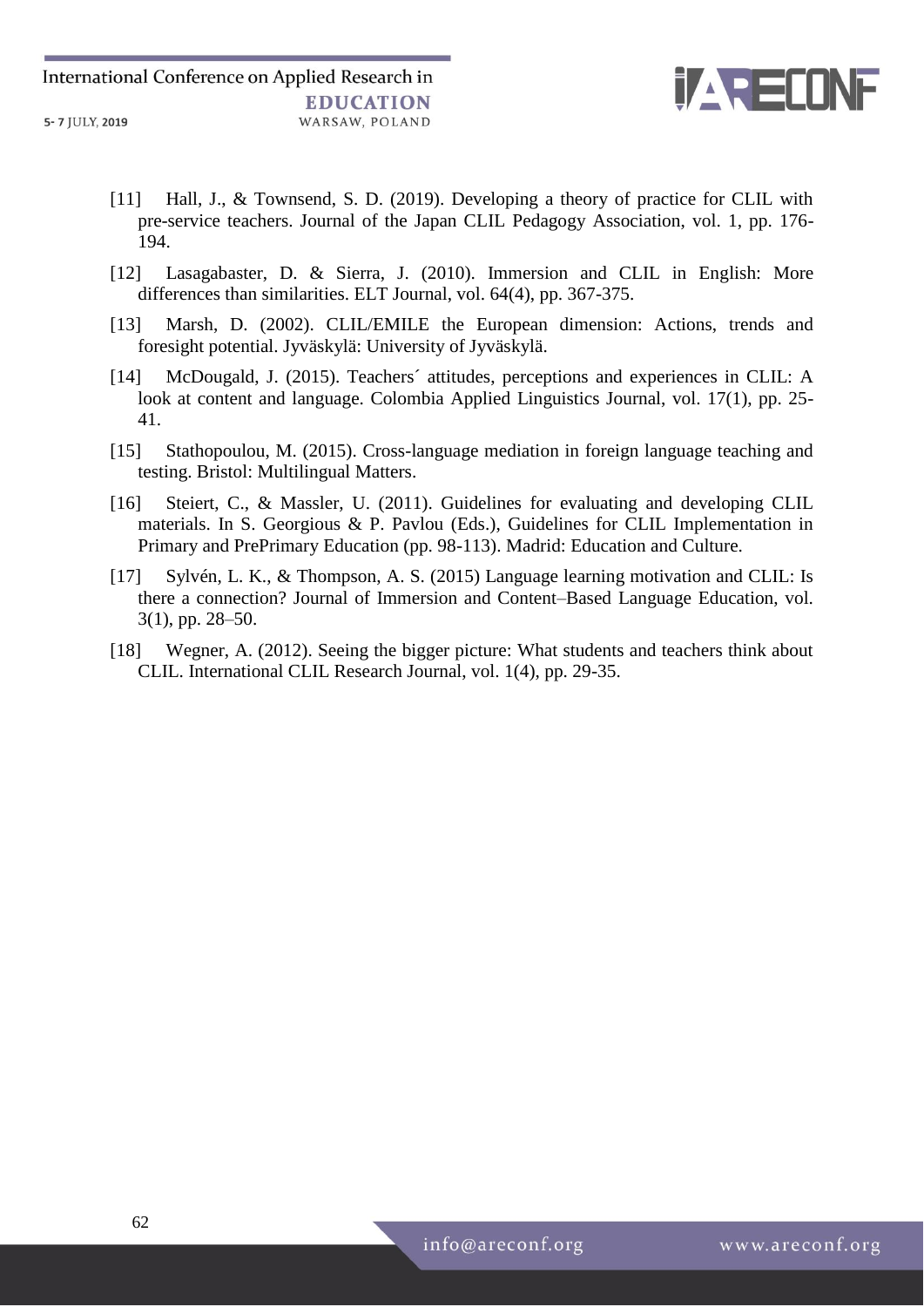[11] Hall, J., & Townsend, S. D. (2019). Developing a theory of practice for CLIL with pre-service teachers. Journal of the Japan CLIL Pedagogy Association, vol. 1, pp. 176-194.

[12] Lasagabaster, D. & Sierra, J. (2010). Immersion and CLIL in English: More differences than similarities. ELT Journal, vol. 64(4), pp. 367-375.

[13] Marsh, D. (2002). CLIL/EMILE the European dimension: Actions, trends and foresight potential. Jyväskylä: University of Jyväskylä.

[14] McDougald, J. (2015). Teachers´ attitudes, perceptions and experiences in CLIL: A look at content and language. Colombia Applied Linguistics Journal, vol. 17(1), pp. 25-41.

[15] Stathopoulou, M. (2015). Cross-language mediation in foreign language teaching and testing. Bristol: Multilingual Matters.

[16] Steiert, C., & Massler, U. (2011). Guidelines for evaluating and developing CLIL materials. In S. Georgious & P. Pavlou (Eds.), Guidelines for CLIL Implementation in Primary and PrePrimary Education (pp. 98-113). Madrid: Education and Culture.

[17] Sylvén, L. K., & Thompson, A. S. (2015) Language learning motivation and CLIL: Is there a connection? Journal of Immersion and Content–Based Language Education, vol. 3(1), pp. 28–50.

[18] Wegner, A. (2012). Seeing the bigger picture: What students and teachers think about CLIL. International CLIL Research Journal, vol. 1(4), pp. 29-35.